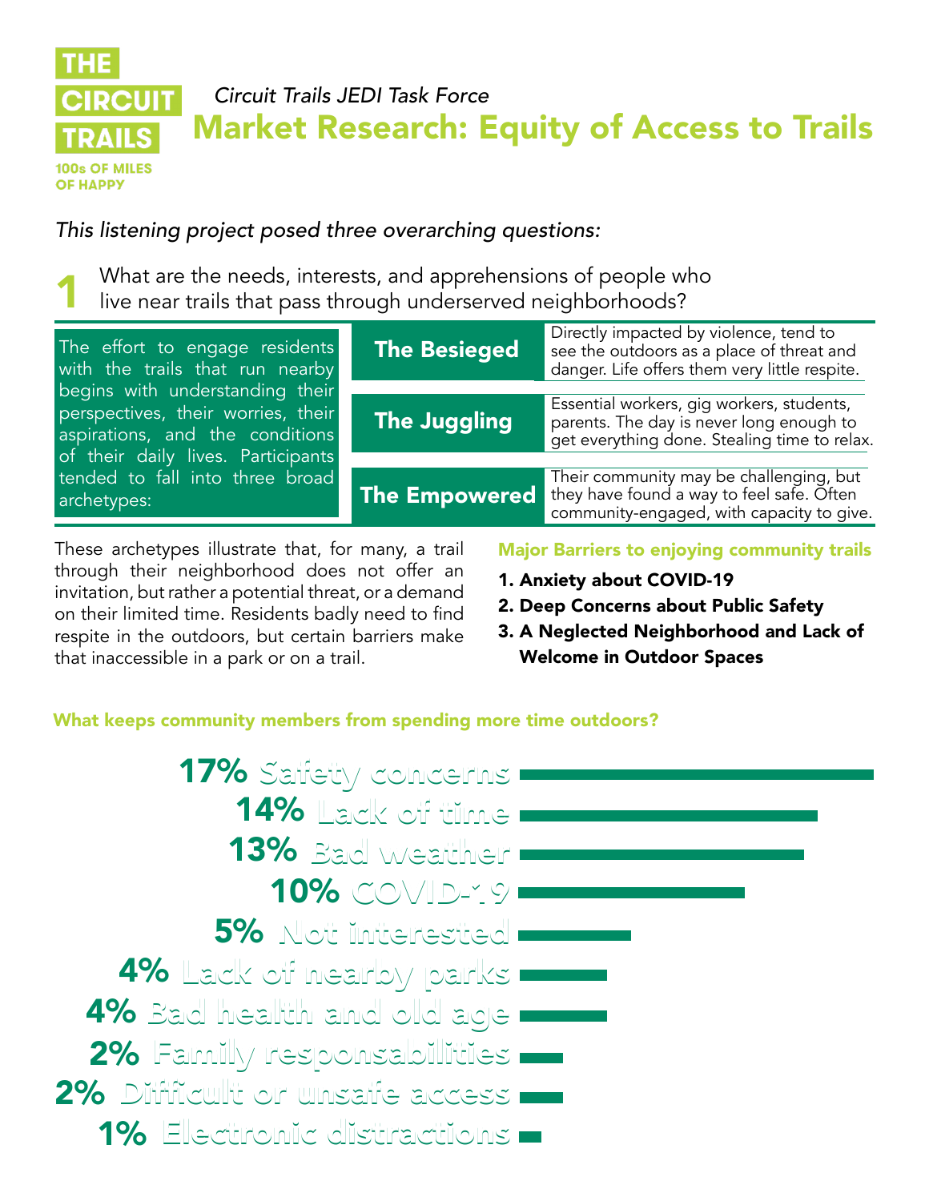THE CIRCUIT TRAILS

100s OF MILES OF HAPPY

*Circuit Trails JEDI Task Force*

# Market Research: Equity of Access to Trails

*This listening project posed three overarching questions:*

## 1 What are the needs, interests, and apprehensions of people who live near trails that pass through underserved neighborhoods?

The effort to engage residents with the trails that run nearby begins with understanding their perspectives, their worries, their aspirations, and the conditions of their daily lives. Participants tended to fall into three broad archetypes:

| Archetype | Description |
|---|---|
| **The Besieged** | Directly impacted by violence, tend to see the outdoors as a place of threat and danger. Life offers them very little respite. |
| **The Juggling** | Essential workers, gig workers, students, parents. The day is never long enough to get everything done. Stealing time to relax. |
| **The Empowered** | Their community may be challenging, but they have found a way to feel safe. Often community-engaged, with capacity to give. |

These archetypes illustrate that, for many, a trail through their neighborhood does not offer an invitation, but rather a potential threat, or a demand on their limited time. Residents badly need to find respite in the outdoors, but certain barriers make that inaccessible in a park or on a trail.

### Major Barriers to enjoying community trails

1. **Anxiety about COVID-19**
2. **Deep Concerns about Public Safety**
3. **A Neglected Neighborhood and Lack of Welcome in Outdoor Spaces**

### What keeps community members from spending more time outdoors?

| Percentage | Reason |
|---|---|
| 17% | Safety concerns |
| 14% | Lack of time |
| 13% | Bad weather |
| 10% | COVID-19 |
| 5% | Not interested |
| 4% | Lack of nearby parks |
| 4% | Bad health and old age |
| 2% | Family responsabilities |
| 2% | Difficult or unsafe access |
| 1% | Electronic distractions |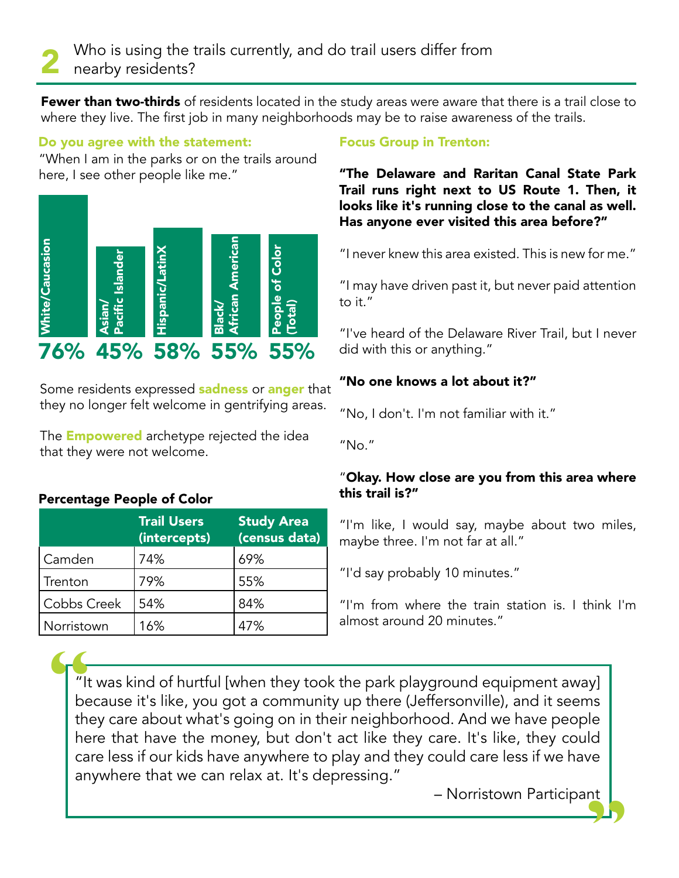## 2 Who is using the trails currently, and do trail users differ from nearby residents?

**Fewer than two-thirds** of residents located in the study areas were aware that there is a trail close to where they live. The first job in many neighborhoods may be to raise awareness of the trails.

**Do you agree with the statement:**

"When I am in the parks or on the trails around here, I see other people like me."

| White/Caucasion | Asian/ Pacific Islander | Hispanic/LatinX | Black/ African American | People of Color (Total) |
|---|---|---|---|---|
| 76% | 45% | 58% | 55% | 55% |

Some residents expressed **sadness** or **anger** that they no longer felt welcome in gentrifying areas.

The **Empowered** archetype rejected the idea that they were not welcome.

**Percentage People of Color**

| | Trail Users (intercepts) | Study Area (census data) |
|---|---|---|
| Camden | 74% | 69% |
| Trenton | 79% | 55% |
| Cobbs Creek | 54% | 84% |
| Norristown | 16% | 47% |

**Focus Group in Trenton:**

**"The Delaware and Raritan Canal State Park Trail runs right next to US Route 1. Then, it looks like it's running close to the canal as well. Has anyone ever visited this area before?"**

"I never knew this area existed. This is new for me."

"I may have driven past it, but never paid attention to it."

"I've heard of the Delaware River Trail, but I never did with this or anything."

**"No one knows a lot about it?"**

"No, I don't. I'm not familiar with it."

"No."

"**Okay. How close are you from this area where this trail is?"**

"I'm like, I would say, maybe about two miles, maybe three. I'm not far at all."

"I'd say probably 10 minutes."

"I'm from where the train station is. I think I'm almost around 20 minutes."

> "It was kind of hurtful [when they took the park playground equipment away] because it's like, you got a community up there (Jeffersonville), and it seems they care about what's going on in their neighborhood. And we have people here that have the money, but don't act like they care. It's like, they could care less if our kids have anywhere to play and they could care less if we have anywhere that we can relax at. It's depressing."
>
> – Norristown Participant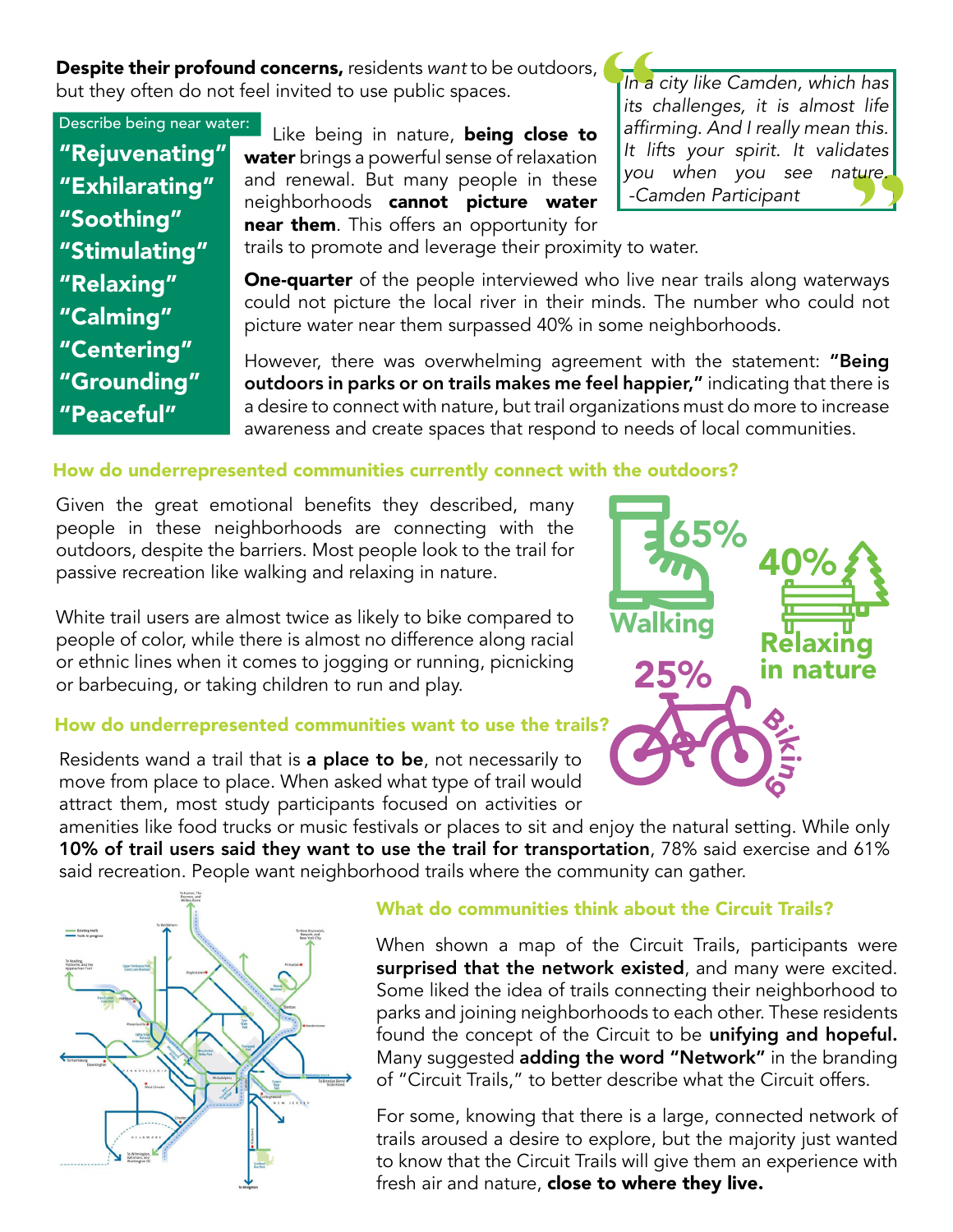**Despite their profound concerns,** residents *want* to be outdoors, but they often do not feel invited to use public spaces.

> *In a city like Camden, which has its challenges, it is almost life affirming. And I really mean this. It lifts your spirit. It validates you when you see nature.*
> *-Camden Participant*

Describe being near water:

**"Rejuvenating"**
**"Exhilarating"**
**"Soothing"**
**"Stimulating"**
**"Relaxing"**
**"Calming"**
**"Centering"**
**"Grounding"**
**"Peaceful"**

Like being in nature, **being close to water** brings a powerful sense of relaxation and renewal. But many people in these neighborhoods **cannot picture water near them**. This offers an opportunity for trails to promote and leverage their proximity to water.

**One-quarter** of the people interviewed who live near trails along waterways could not picture the local river in their minds. The number who could not picture water near them surpassed 40% in some neighborhoods.

However, there was overwhelming agreement with the statement: **"Being outdoors in parks or on trails makes me feel happier,"** indicating that there is a desire to connect with nature, but trail organizations must do more to increase awareness and create spaces that respond to needs of local communities.

### How do underrepresented communities currently connect with the outdoors?

Given the great emotional benefits they described, many people in these neighborhoods are connecting with the outdoors, despite the barriers. Most people look to the trail for passive recreation like walking and relaxing in nature.

White trail users are almost twice as likely to bike compared to people of color, while there is almost no difference along racial or ethnic lines when it comes to jogging or running, picnicking or barbecuing, or taking children to run and play.

65% Walking

40% Relaxing in nature

25% Biking

### How do underrepresented communities want to use the trails?

Residents wand a trail that is **a place to be**, not necessarily to move from place to place. When asked what type of trail would attract them, most study participants focused on activities or amenities like food trucks or music festivals or places to sit and enjoy the natural setting. While only **10% of trail users said they want to use the trail for transportation**, 78% said exercise and 61% said recreation. People want neighborhood trails where the community can gather.

### What do communities think about the Circuit Trails?

When shown a map of the Circuit Trails, participants were **surprised that the network existed**, and many were excited. Some liked the idea of trails connecting their neighborhood to parks and joining neighborhoods to each other. These residents found the concept of the Circuit to be **unifying and hopeful.** Many suggested **adding the word "Network"** in the branding of "Circuit Trails," to better describe what the Circuit offers.

For some, knowing that there is a large, connected network of trails aroused a desire to explore, but the majority just wanted to know that the Circuit Trails will give them an experience with fresh air and nature, **close to where they live.**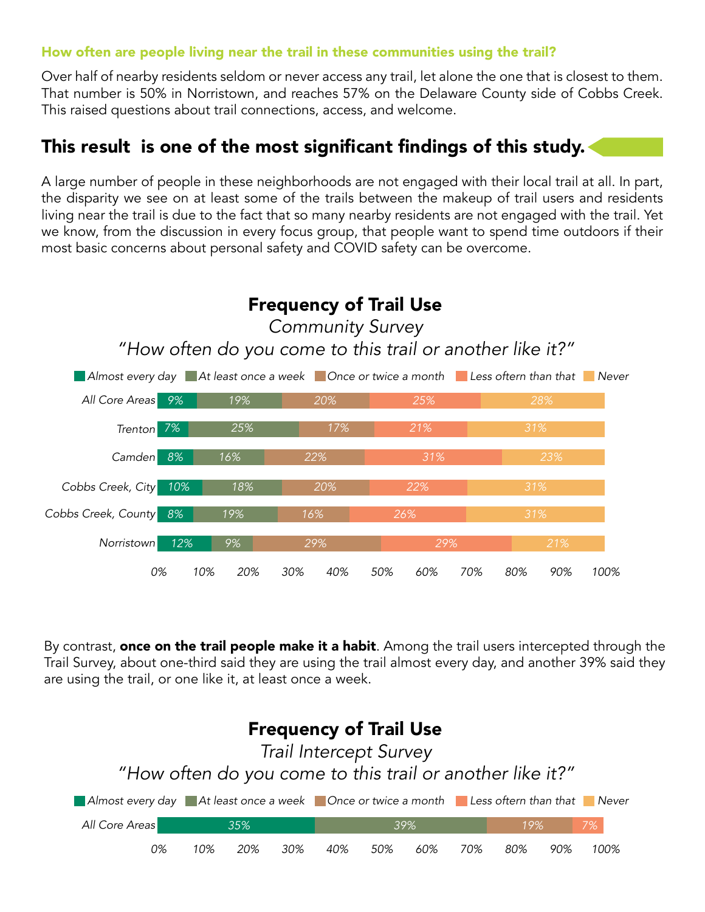### How often are people living near the trail in these communities using the trail?

Over half of nearby residents seldom or never access any trail, let alone the one that is closest to them. That number is 50% in Norristown, and reaches 57% on the Delaware County side of Cobbs Creek. This raised questions about trail connections, access, and welcome.

## This result is one of the most significant findings of this study.

A large number of people in these neighborhoods are not engaged with their local trail at all. In part, the disparity we see on at least some of the trails between the makeup of trail users and residents living near the trail is due to the fact that so many nearby residents are not engaged with the trail. Yet we know, from the discussion in every focus group, that people want to spend time outdoors if their most basic concerns about personal safety and COVID safety can be overcome.

**Frequency of Trail Use**

*Community Survey*

*"How often do you come to this trail or another like it?"*

| | Almost every day | At least once a week | Once or twice a month | Less oftern than that | Never |
|---|---|---|---|---|---|
| All Core Areas | 9% | 19% | 20% | 25% | 28% |
| Trenton | 7% | 25% | 17% | 21% | 31% |
| Camden | 8% | 16% | 22% | 31% | 23% |
| Cobbs Creek, City | 10% | 18% | 20% | 22% | 31% |
| Cobbs Creek, County | 8% | 19% | 16% | 26% | 31% |
| Norristown | 12% | 9% | 29% | 29% | 21% |

By contrast, **once on the trail people make it a habit**. Among the trail users intercepted through the Trail Survey, about one-third said they are using the trail almost every day, and another 39% said they are using the trail, or one like it, at least once a week.

**Frequency of Trail Use**

*Trail Intercept Survey*

*"How often do you come to this trail or another like it?"*

| | Almost every day | At least once a week | Once or twice a month | Less oftern than that | Never |
|---|---|---|---|---|---|
| All Core Areas | 35% | 39% | 19% | 7% | |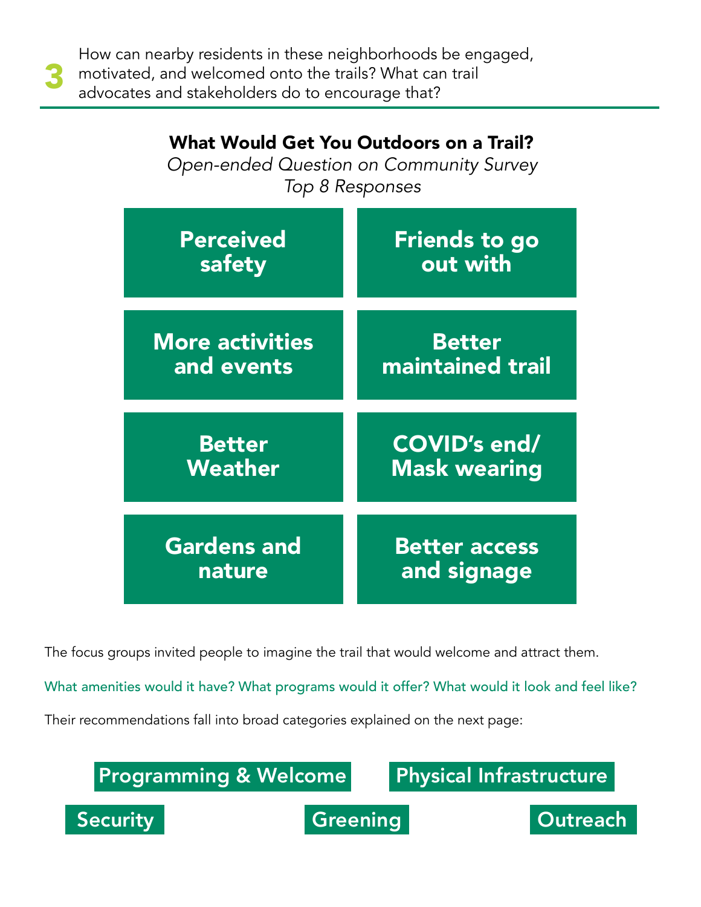**3** How can nearby residents in these neighborhoods be engaged, motivated, and welcomed onto the trails? What can trail advocates and stakeholders do to encourage that?

## What Would Get You Outdoors on a Trail?

*Open-ended Question on Community Survey*
*Top 8 Responses*

| | |
|---|---|
| **Perceived safety** | **Friends to go out with** |
| **More activities and events** | **Better maintained trail** |
| **Better Weather** | **COVID's end/ Mask wearing** |
| **Gardens and nature** | **Better access and signage** |

The focus groups invited people to imagine the trail that would welcome and attract them.

What amenities would it have? What programs would it offer? What would it look and feel like?

Their recommendations fall into broad categories explained on the next page:

- Programming & Welcome
- Physical Infrastructure
- Security
- Greening
- Outreach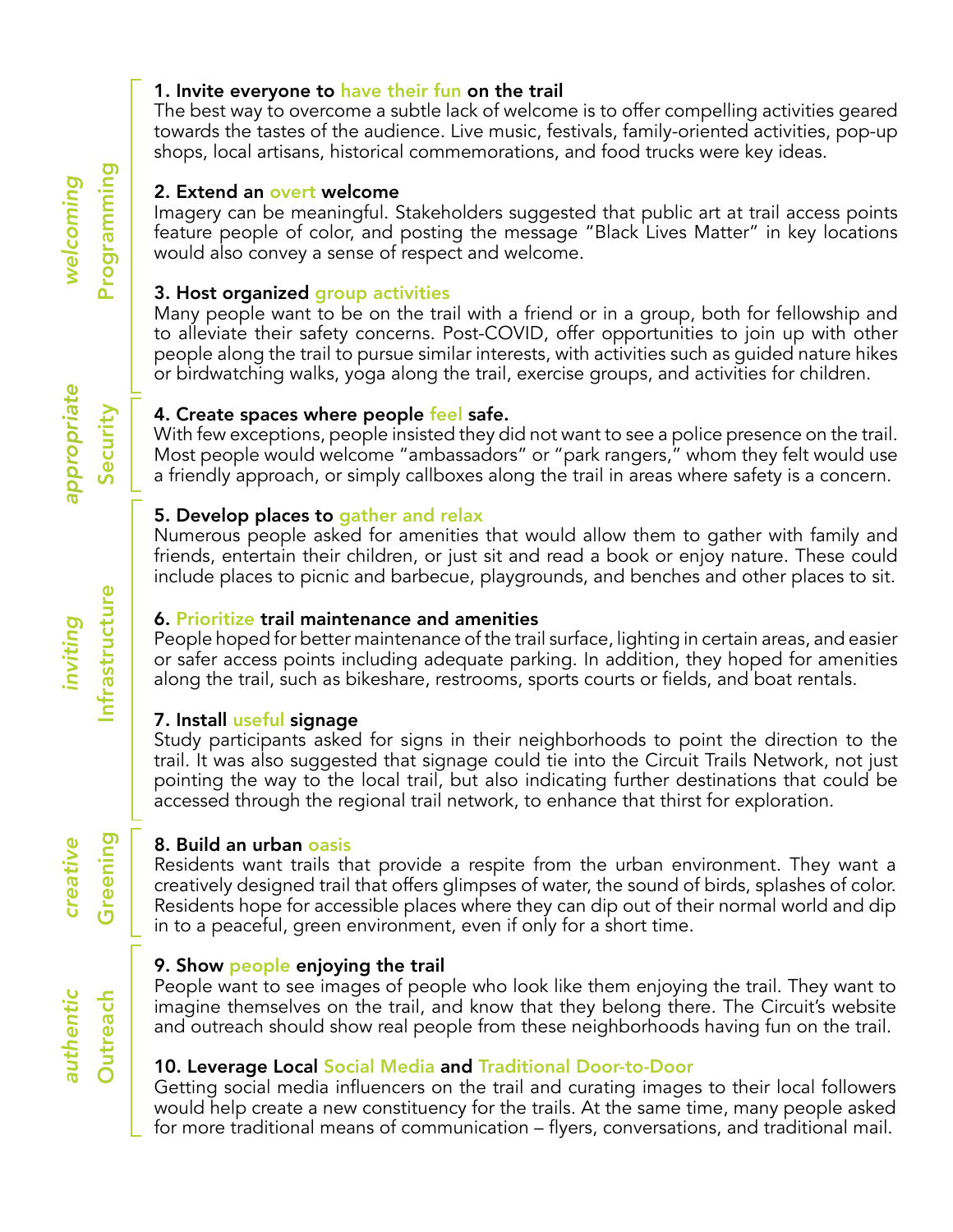## welcoming — Programming

**1. Invite everyone to have their fun on the trail**

The best way to overcome a subtle lack of welcome is to offer compelling activities geared towards the tastes of the audience. Live music, festivals, family-oriented activities, pop-up shops, local artisans, historical commemorations, and food trucks were key ideas.

**2. Extend an overt welcome**

Imagery can be meaningful. Stakeholders suggested that public art at trail access points feature people of color, and posting the message "Black Lives Matter" in key locations would also convey a sense of respect and welcome.

**3. Host organized group activities**

Many people want to be on the trail with a friend or in a group, both for fellowship and to alleviate their safety concerns. Post-COVID, offer opportunities to join up with other people along the trail to pursue similar interests, with activities such as guided nature hikes or birdwatching walks, yoga along the trail, exercise groups, and activities for children.

## appropriate — Security

**4. Create spaces where people feel safe.**

With few exceptions, people insisted they did not want to see a police presence on the trail. Most people would welcome "ambassadors" or "park rangers," whom they felt would use a friendly approach, or simply callboxes along the trail in areas where safety is a concern.

## inviting — Infrastructure

**5. Develop places to gather and relax**

Numerous people asked for amenities that would allow them to gather with family and friends, entertain their children, or just sit and read a book or enjoy nature. These could include places to picnic and barbecue, playgrounds, and benches and other places to sit.

**6. Prioritize trail maintenance and amenities**

People hoped for better maintenance of the trail surface, lighting in certain areas, and easier or safer access points including adequate parking. In addition, they hoped for amenities along the trail, such as bikeshare, restrooms, sports courts or fields, and boat rentals.

**7. Install useful signage**

Study participants asked for signs in their neighborhoods to point the direction to the trail. It was also suggested that signage could tie into the Circuit Trails Network, not just pointing the way to the local trail, but also indicating further destinations that could be accessed through the regional trail network, to enhance that thirst for exploration.

## creative — Greening

**8. Build an urban oasis**

Residents want trails that provide a respite from the urban environment. They want a creatively designed trail that offers glimpses of water, the sound of birds, splashes of color. Residents hope for accessible places where they can dip out of their normal world and dip in to a peaceful, green environment, even if only for a short time.

## authentic — Outreach

**9. Show people enjoying the trail**

People want to see images of people who look like them enjoying the trail. They want to imagine themselves on the trail, and know that they belong there. The Circuit's website and outreach should show real people from these neighborhoods having fun on the trail.

**10. Leverage Local Social Media and Traditional Door-to-Door**

Getting social media influencers on the trail and curating images to their local followers would help create a new constituency for the trails. At the same time, many people asked for more traditional means of communication – flyers, conversations, and traditional mail.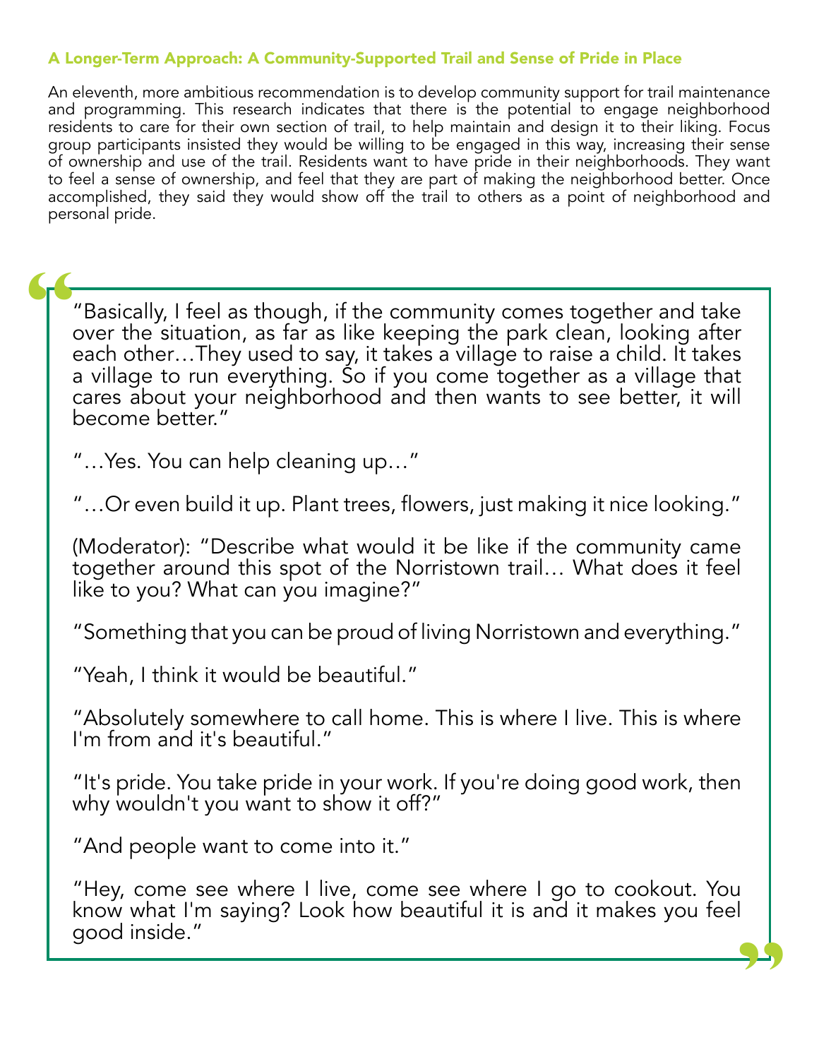### A Longer-Term Approach: A Community-Supported Trail and Sense of Pride in Place

An eleventh, more ambitious recommendation is to develop community support for trail maintenance and programming. This research indicates that there is the potential to engage neighborhood residents to care for their own section of trail, to help maintain and design it to their liking. Focus group participants insisted they would be willing to be engaged in this way, increasing their sense of ownership and use of the trail. Residents want to have pride in their neighborhoods. They want to feel a sense of ownership, and feel that they are part of making the neighborhood better. Once accomplished, they said they would show off the trail to others as a point of neighborhood and personal pride.

> "Basically, I feel as though, if the community comes together and take over the situation, as far as like keeping the park clean, looking after each other…They used to say, it takes a village to raise a child. It takes a village to run everything. So if you come together as a village that cares about your neighborhood and then wants to see better, it will become better."
>
> "…Yes. You can help cleaning up…"
>
> "…Or even build it up. Plant trees, flowers, just making it nice looking."
>
> (Moderator): "Describe what would it be like if the community came together around this spot of the Norristown trail… What does it feel like to you? What can you imagine?"
>
> "Something that you can be proud of living Norristown and everything."
>
> "Yeah, I think it would be beautiful."
>
> "Absolutely somewhere to call home. This is where I live. This is where I'm from and it's beautiful."
>
> "It's pride. You take pride in your work. If you're doing good work, then why wouldn't you want to show it off?"
>
> "And people want to come into it."
>
> "Hey, come see where I live, come see where I go to cookout. You know what I'm saying? Look how beautiful it is and it makes you feel good inside."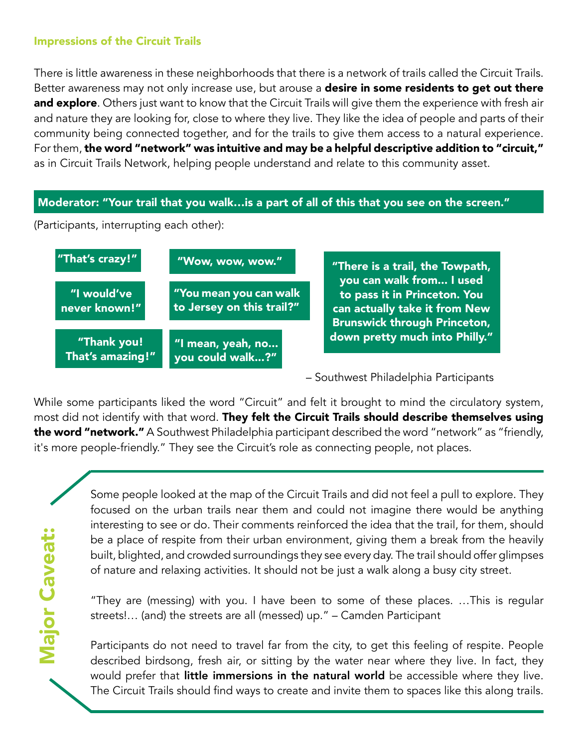## Impressions of the Circuit Trails

There is little awareness in these neighborhoods that there is a network of trails called the Circuit Trails. Better awareness may not only increase use, but arouse a **desire in some residents to get out there and explore**. Others just want to know that the Circuit Trails will give them the experience with fresh air and nature they are looking for, close to where they live. They like the idea of people and parts of their community being connected together, and for the trails to give them access to a natural experience. For them, **the word "network" was intuitive and may be a helpful descriptive addition to "circuit,"** as in Circuit Trails Network, helping people understand and relate to this community asset.

**Moderator: "Your trail that you walk…is a part of all of this that you see on the screen."**

(Participants, interrupting each other):

**"That's crazy!"**

**"Wow, wow, wow."**

**"I would've never known!"**

**"You mean you can walk to Jersey on this trail?"**

**"Thank you! That's amazing!"**

**"I mean, yeah, no… you could walk…?"**

**"There is a trail, the Towpath, you can walk from… I used to pass it in Princeton. You can actually take it from New Brunswick through Princeton, down pretty much into Philly."**

– Southwest Philadelphia Participants

While some participants liked the word "Circuit" and felt it brought to mind the circulatory system, most did not identify with that word. **They felt the Circuit Trails should describe themselves using the word "network."** A Southwest Philadelphia participant described the word "network" as "friendly, it's more people-friendly." They see the Circuit's role as connecting people, not places.

### Major Caveat:

Some people looked at the map of the Circuit Trails and did not feel a pull to explore. They focused on the urban trails near them and could not imagine there would be anything interesting to see or do. Their comments reinforced the idea that the trail, for them, should be a place of respite from their urban environment, giving them a break from the heavily built, blighted, and crowded surroundings they see every day. The trail should offer glimpses of nature and relaxing activities. It should not be just a walk along a busy city street.

"They are (messing) with you. I have been to some of these places. …This is regular streets!… (and) the streets are all (messed) up." – Camden Participant

Participants do not need to travel far from the city, to get this feeling of respite. People described birdsong, fresh air, or sitting by the water near where they live. In fact, they would prefer that **little immersions in the natural world** be accessible where they live. The Circuit Trails should find ways to create and invite them to spaces like this along trails.